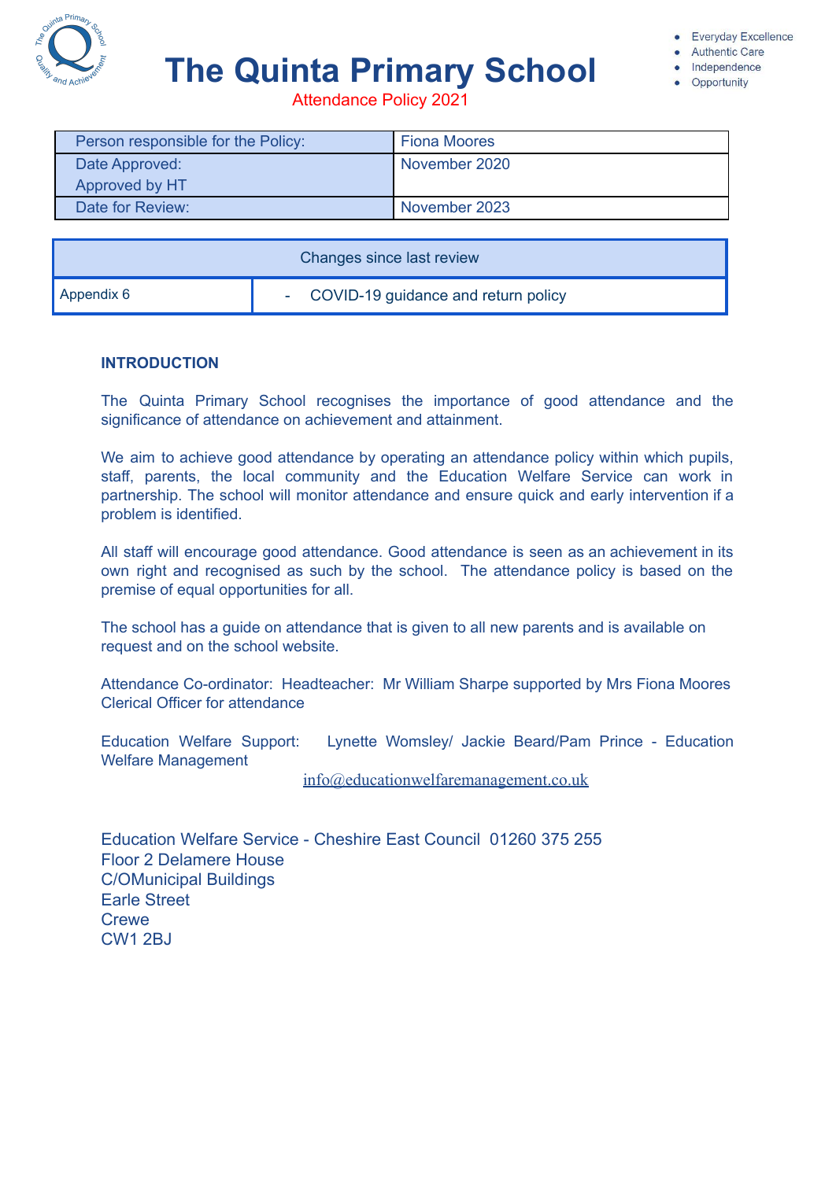# The Quinta Primary School

Attendance Policy 2021

- Everyday Excellence
- Authentic Care
- Independence
- Opportunity

| Person responsible for the Policy: | Fiona Moores |
|---|---|
| Date Approved: Approved by HT | November 2020 |
| Date for Review: | November 2023 |

| Changes since last review | |
|---|---|
| Appendix 6 | - COVID-19 guidance and return policy |

## INTRODUCTION

The Quinta Primary School recognises the importance of good attendance and the significance of attendance on achievement and attainment.

We aim to achieve good attendance by operating an attendance policy within which pupils, staff, parents, the local community and the Education Welfare Service can work in partnership. The school will monitor attendance and ensure quick and early intervention if a problem is identified.

All staff will encourage good attendance. Good attendance is seen as an achievement in its own right and recognised as such by the school. The attendance policy is based on the premise of equal opportunities for all.

The school has a guide on attendance that is given to all new parents and is available on request and on the school website.

Attendance Co-ordinator: Headteacher: Mr William Sharpe supported by Mrs Fiona Moores Clerical Officer for attendance

Education Welfare Support: Lynette Womsley/ Jackie Beard/Pam Prince - Education Welfare Management

info@educationwelfaremanagement.co.uk

Education Welfare Service - Cheshire East Council 01260 375 255
Floor 2 Delamere House
C/OMunicipal Buildings
Earle Street
Crewe
CW1 2BJ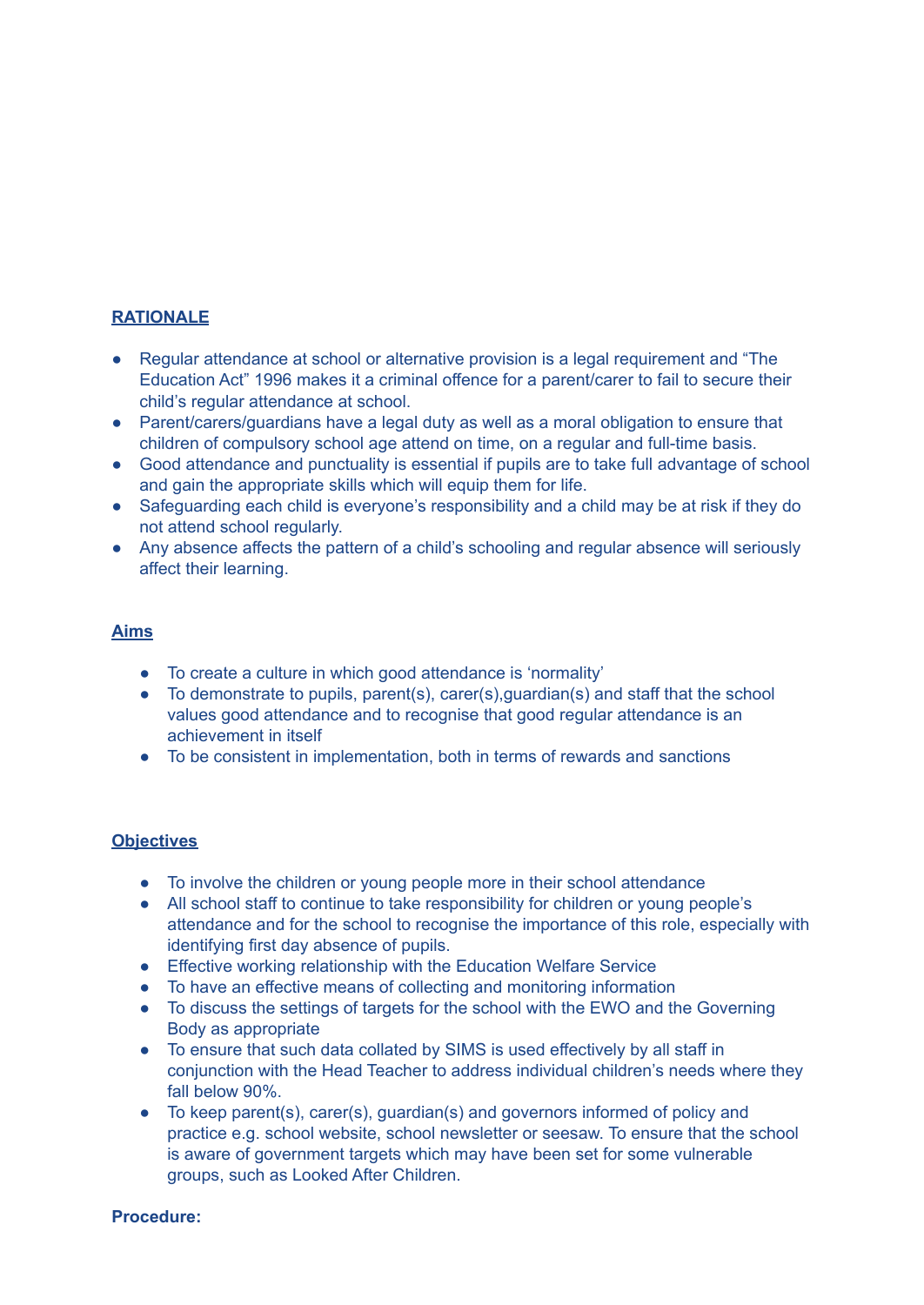## RATIONALE

- Regular attendance at school or alternative provision is a legal requirement and "The Education Act" 1996 makes it a criminal offence for a parent/carer to fail to secure their child's regular attendance at school.
- Parent/carers/guardians have a legal duty as well as a moral obligation to ensure that children of compulsory school age attend on time, on a regular and full-time basis.
- Good attendance and punctuality is essential if pupils are to take full advantage of school and gain the appropriate skills which will equip them for life.
- Safeguarding each child is everyone's responsibility and a child may be at risk if they do not attend school regularly.
- Any absence affects the pattern of a child's schooling and regular absence will seriously affect their learning.

## Aims

- To create a culture in which good attendance is 'normality'
- To demonstrate to pupils, parent(s), carer(s),guardian(s) and staff that the school values good attendance and to recognise that good regular attendance is an achievement in itself
- To be consistent in implementation, both in terms of rewards and sanctions

## Objectives

- To involve the children or young people more in their school attendance
- All school staff to continue to take responsibility for children or young people's attendance and for the school to recognise the importance of this role, especially with identifying first day absence of pupils.
- Effective working relationship with the Education Welfare Service
- To have an effective means of collecting and monitoring information
- To discuss the settings of targets for the school with the EWO and the Governing Body as appropriate
- To ensure that such data collated by SIMS is used effectively by all staff in conjunction with the Head Teacher to address individual children's needs where they fall below 90%.
- To keep parent(s), carer(s), guardian(s) and governors informed of policy and practice e.g. school website, school newsletter or seesaw. To ensure that the school is aware of government targets which may have been set for some vulnerable groups, such as Looked After Children.

**Procedure:**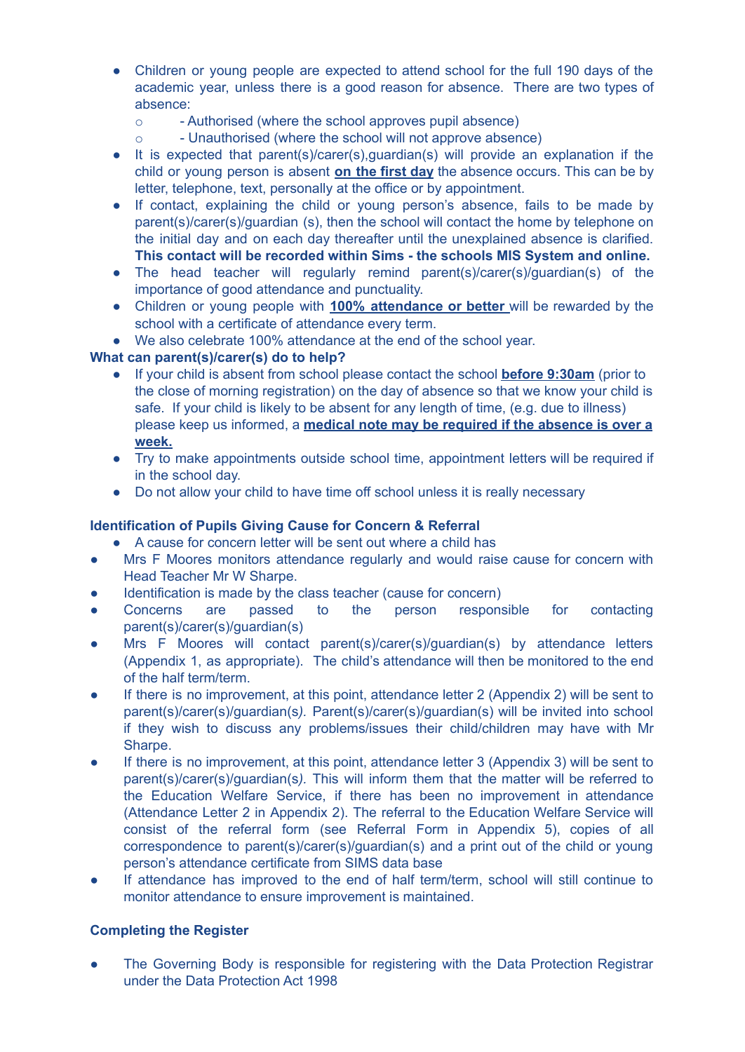- Children or young people are expected to attend school for the full 190 days of the academic year, unless there is a good reason for absence. There are two types of absence:
  - - Authorised (where the school approves pupil absence)
  - - Unauthorised (where the school will not approve absence)
- It is expected that parent(s)/carer(s),guardian(s) will provide an explanation if the child or young person is absent **on the first day** the absence occurs. This can be by letter, telephone, text, personally at the office or by appointment.
- If contact, explaining the child or young person's absence, fails to be made by parent(s)/carer(s)/guardian (s), then the school will contact the home by telephone on the initial day and on each day thereafter until the unexplained absence is clarified. **This contact will be recorded within Sims - the schools MIS System and online.**
- The head teacher will regularly remind parent(s)/carer(s)/guardian(s) of the importance of good attendance and punctuality.
- Children or young people with **100% attendance or better** will be rewarded by the school with a certificate of attendance every term.
- We also celebrate 100% attendance at the end of the school year.

**What can parent(s)/carer(s) do to help?**

- If your child is absent from school please contact the school **before 9:30am** (prior to the close of morning registration) on the day of absence so that we know your child is safe. If your child is likely to be absent for any length of time, (e.g. due to illness) please keep us informed, a **medical note may be required if the absence is over a week.**
- Try to make appointments outside school time, appointment letters will be required if in the school day.
- Do not allow your child to have time off school unless it is really necessary

**Identification of Pupils Giving Cause for Concern & Referral**

- A cause for concern letter will be sent out where a child has
- Mrs F Moores monitors attendance regularly and would raise cause for concern with Head Teacher Mr W Sharpe.
- Identification is made by the class teacher (cause for concern)
- Concerns are passed to the person responsible for contacting parent(s)/carer(s)/guardian(s)
- Mrs F Moores will contact parent(s)/carer(s)/guardian(s) by attendance letters (Appendix 1, as appropriate). The child's attendance will then be monitored to the end of the half term/term.
- If there is no improvement, at this point, attendance letter 2 (Appendix 2) will be sent to parent(s)/carer(s)/guardian(s*)*. Parent(s)/carer(s)/guardian(s) will be invited into school if they wish to discuss any problems/issues their child/children may have with Mr Sharpe.
- If there is no improvement, at this point, attendance letter 3 (Appendix 3) will be sent to parent(s)/carer(s)/guardian(s*)*. This will inform them that the matter will be referred to the Education Welfare Service, if there has been no improvement in attendance (Attendance Letter 2 in Appendix 2). The referral to the Education Welfare Service will consist of the referral form (see Referral Form in Appendix 5), copies of all correspondence to parent(s)/carer(s)/guardian(s) and a print out of the child or young person's attendance certificate from SIMS data base
- If attendance has improved to the end of half term/term, school will still continue to monitor attendance to ensure improvement is maintained.

**Completing the Register**

- The Governing Body is responsible for registering with the Data Protection Registrar under the Data Protection Act 1998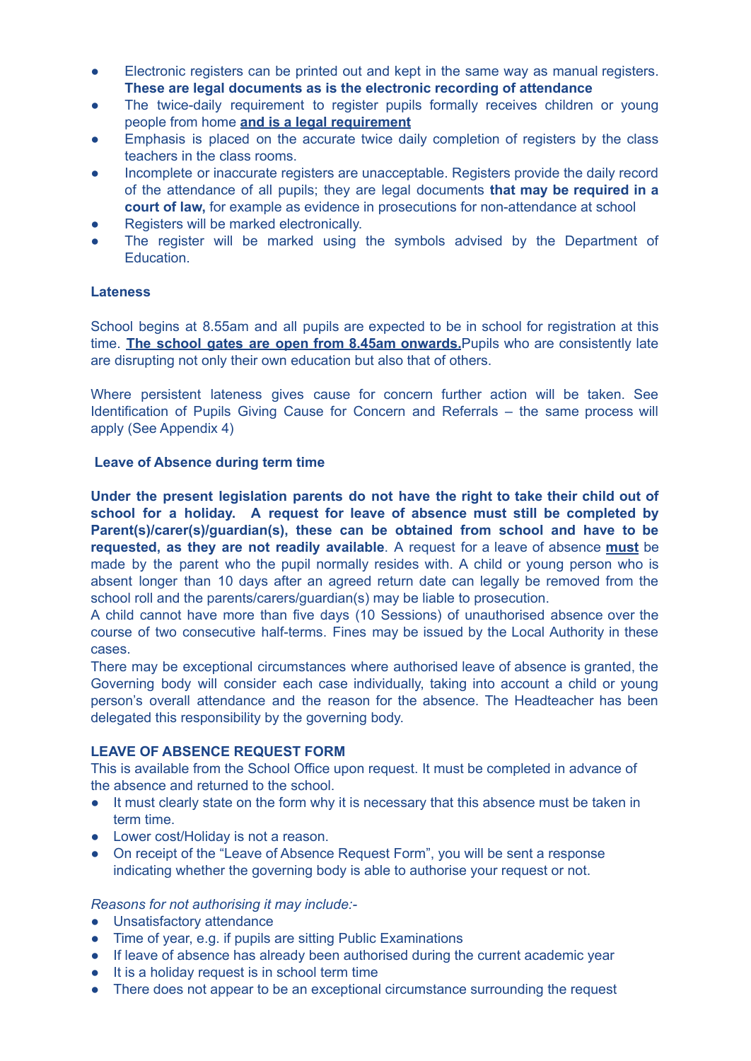- Electronic registers can be printed out and kept in the same way as manual registers. **These are legal documents as is the electronic recording of attendance**
- The twice-daily requirement to register pupils formally receives children or young people from home **and is a legal requirement**
- Emphasis is placed on the accurate twice daily completion of registers by the class teachers in the class rooms.
- Incomplete or inaccurate registers are unacceptable. Registers provide the daily record of the attendance of all pupils; they are legal documents **that may be required in a court of law,** for example as evidence in prosecutions for non-attendance at school
- Registers will be marked electronically.
- The register will be marked using the symbols advised by the Department of Education.

**Lateness**

School begins at 8.55am and all pupils are expected to be in school for registration at this time. **The school gates are open from 8.45am onwards.**Pupils who are consistently late are disrupting not only their own education but also that of others.

Where persistent lateness gives cause for concern further action will be taken. See Identification of Pupils Giving Cause for Concern and Referrals – the same process will apply (See Appendix 4)

**Leave of Absence during term time**

**Under the present legislation parents do not have the right to take their child out of school for a holiday. A request for leave of absence must still be completed by Parent(s)/carer(s)/guardian(s), these can be obtained from school and have to be requested, as they are not readily available**. A request for a leave of absence **must** be made by the parent who the pupil normally resides with. A child or young person who is absent longer than 10 days after an agreed return date can legally be removed from the school roll and the parents/carers/guardian(s) may be liable to prosecution.
A child cannot have more than five days (10 Sessions) of unauthorised absence over the course of two consecutive half-terms. Fines may be issued by the Local Authority in these cases.
There may be exceptional circumstances where authorised leave of absence is granted, the Governing body will consider each case individually, taking into account a child or young person's overall attendance and the reason for the absence. The Headteacher has been delegated this responsibility by the governing body.

**LEAVE OF ABSENCE REQUEST FORM**

This is available from the School Office upon request. It must be completed in advance of the absence and returned to the school.

- It must clearly state on the form why it is necessary that this absence must be taken in term time.
- Lower cost/Holiday is not a reason.
- On receipt of the "Leave of Absence Request Form", you will be sent a response indicating whether the governing body is able to authorise your request or not.

*Reasons for not authorising it may include:-*

- Unsatisfactory attendance
- Time of year, e.g. if pupils are sitting Public Examinations
- If leave of absence has already been authorised during the current academic year
- It is a holiday request is in school term time
- There does not appear to be an exceptional circumstance surrounding the request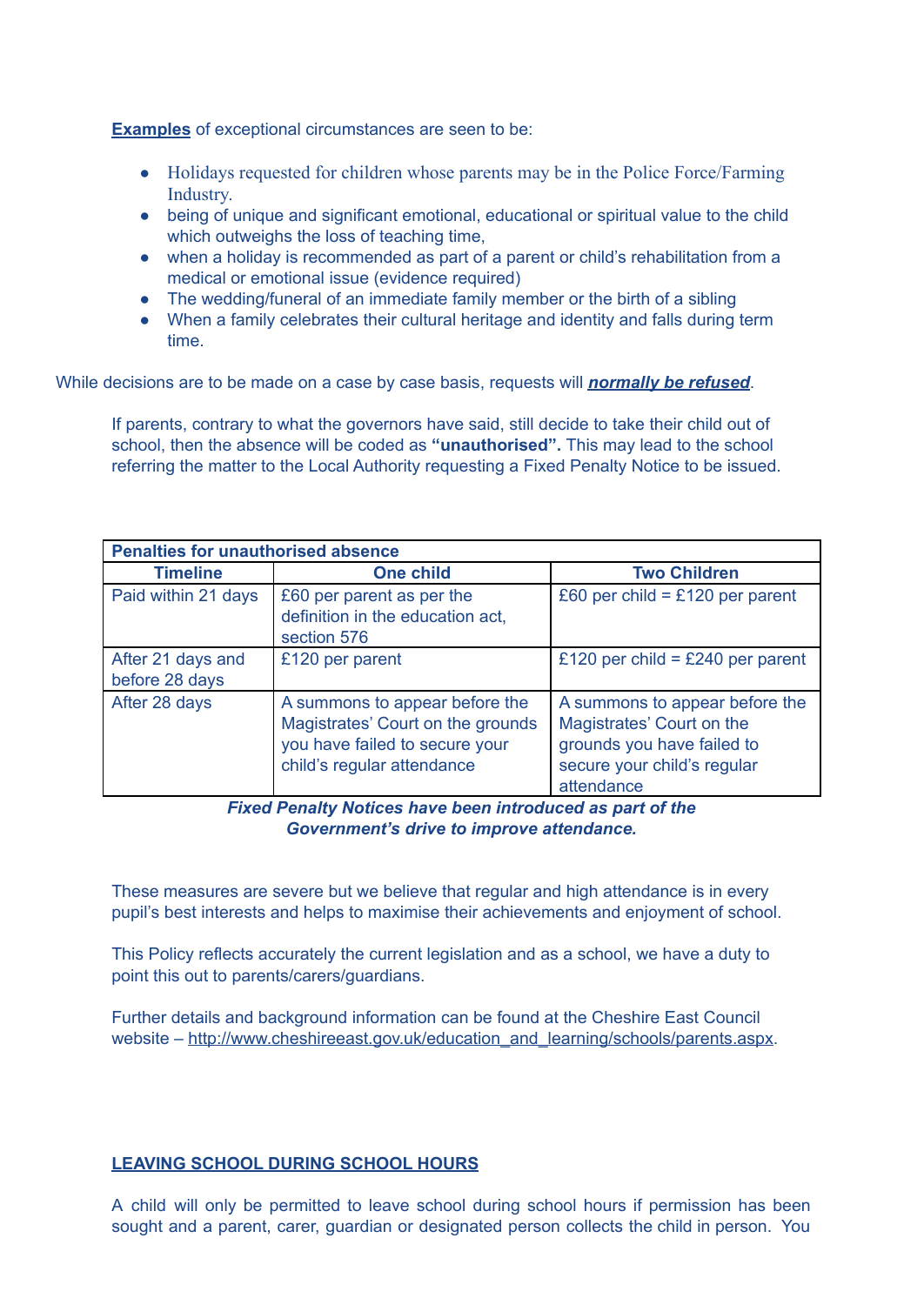**<u>Examples</u>** of exceptional circumstances are seen to be:

- Holidays requested for children whose parents may be in the Police Force/Farming Industry.
- being of unique and significant emotional, educational or spiritual value to the child which outweighs the loss of teaching time,
- when a holiday is recommended as part of a parent or child's rehabilitation from a medical or emotional issue (evidence required)
- The wedding/funeral of an immediate family member or the birth of a sibling
- When a family celebrates their cultural heritage and identity and falls during term time.

While decisions are to be made on a case by case basis, requests will ***<u>normally be refused</u>***.

If parents, contrary to what the governors have said, still decide to take their child out of school, then the absence will be coded as **"unauthorised".** This may lead to the school referring the matter to the Local Authority requesting a Fixed Penalty Notice to be issued.

| **Penalties for unauthorised absence** | | |
|---|---|---|
| **Timeline** | **One child** | **Two Children** |
| Paid within 21 days | £60 per parent as per the definition in the education act, section 576 | £60 per child = £120 per parent |
| After 21 days and before 28 days | £120 per parent | £120 per child = £240 per parent |
| After 28 days | A summons to appear before the Magistrates' Court on the grounds you have failed to secure your child's regular attendance | A summons to appear before the Magistrates' Court on the grounds you have failed to secure your child's regular attendance |

***Fixed Penalty Notices have been introduced as part of the Government's drive to improve attendance.***

These measures are severe but we believe that regular and high attendance is in every pupil's best interests and helps to maximise their achievements and enjoyment of school.

This Policy reflects accurately the current legislation and as a school, we have a duty to point this out to parents/carers/guardians.

Further details and background information can be found at the Cheshire East Council website – http://www.cheshireeast.gov.uk/education_and_learning/schools/parents.aspx.

## <u>LEAVING SCHOOL DURING SCHOOL HOURS</u>

A child will only be permitted to leave school during school hours if permission has been sought and a parent, carer, guardian or designated person collects the child in person. You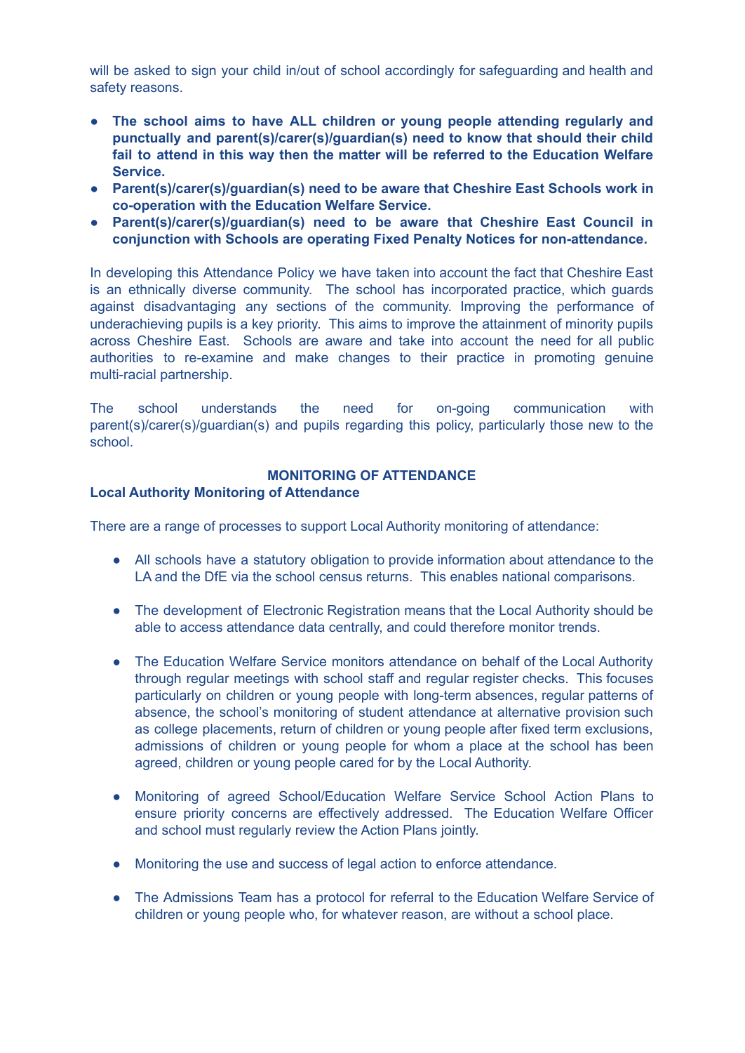will be asked to sign your child in/out of school accordingly for safeguarding and health and safety reasons.

- **The school aims to have ALL children or young people attending regularly and punctually and parent(s)/carer(s)/guardian(s) need to know that should their child fail to attend in this way then the matter will be referred to the Education Welfare Service.**
- **Parent(s)/carer(s)/guardian(s) need to be aware that Cheshire East Schools work in co-operation with the Education Welfare Service.**
- **Parent(s)/carer(s)/guardian(s) need to be aware that Cheshire East Council in conjunction with Schools are operating Fixed Penalty Notices for non-attendance.**

In developing this Attendance Policy we have taken into account the fact that Cheshire East is an ethnically diverse community. The school has incorporated practice, which guards against disadvantaging any sections of the community. Improving the performance of underachieving pupils is a key priority. This aims to improve the attainment of minority pupils across Cheshire East. Schools are aware and take into account the need for all public authorities to re-examine and make changes to their practice in promoting genuine multi-racial partnership.

The school understands the need for on-going communication with parent(s)/carer(s)/guardian(s) and pupils regarding this policy, particularly those new to the school.

## MONITORING OF ATTENDANCE

### Local Authority Monitoring of Attendance

There are a range of processes to support Local Authority monitoring of attendance:

- All schools have a statutory obligation to provide information about attendance to the LA and the DfE via the school census returns. This enables national comparisons.

- The development of Electronic Registration means that the Local Authority should be able to access attendance data centrally, and could therefore monitor trends.

- The Education Welfare Service monitors attendance on behalf of the Local Authority through regular meetings with school staff and regular register checks. This focuses particularly on children or young people with long-term absences, regular patterns of absence, the school's monitoring of student attendance at alternative provision such as college placements, return of children or young people after fixed term exclusions, admissions of children or young people for whom a place at the school has been agreed, children or young people cared for by the Local Authority.

- Monitoring of agreed School/Education Welfare Service School Action Plans to ensure priority concerns are effectively addressed. The Education Welfare Officer and school must regularly review the Action Plans jointly.

- Monitoring the use and success of legal action to enforce attendance.

- The Admissions Team has a protocol for referral to the Education Welfare Service of children or young people who, for whatever reason, are without a school place.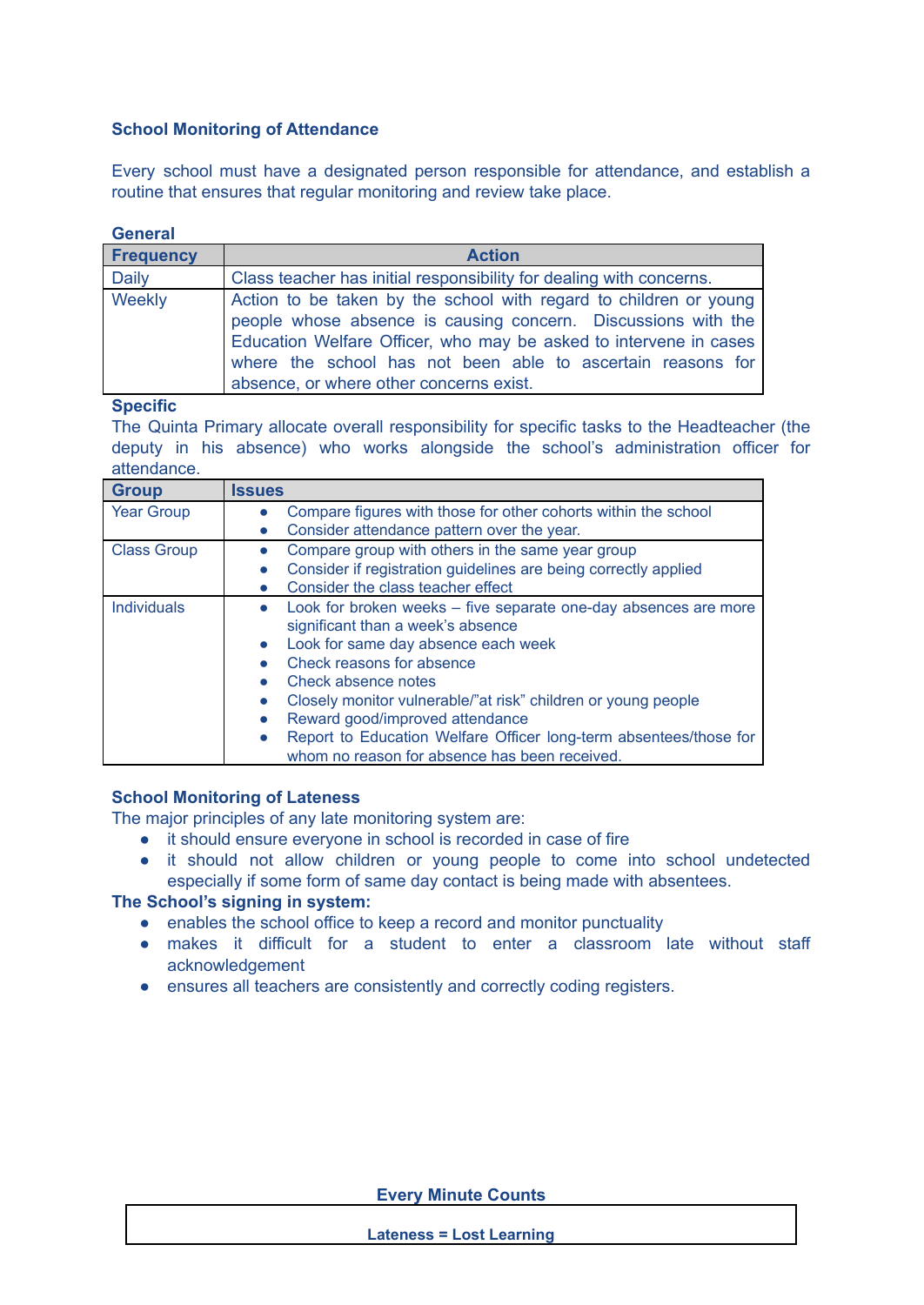## School Monitoring of Attendance

Every school must have a designated person responsible for attendance, and establish a routine that ensures that regular monitoring and review take place.

### General

| Frequency | Action |
|---|---|
| Daily | Class teacher has initial responsibility for dealing with concerns. |
| Weekly | Action to be taken by the school with regard to children or young people whose absence is causing concern. Discussions with the Education Welfare Officer, who may be asked to intervene in cases where the school has not been able to ascertain reasons for absence, or where other concerns exist. |

### Specific

The Quinta Primary allocate overall responsibility for specific tasks to the Headteacher (the deputy in his absence) who works alongside the school's administration officer for attendance.

| Group | Issues |
|---|---|
| Year Group | • Compare figures with those for other cohorts within the school<br>• Consider attendance pattern over the year. |
| Class Group | • Compare group with others in the same year group<br>• Consider if registration guidelines are being correctly applied<br>• Consider the class teacher effect |
| Individuals | • Look for broken weeks – five separate one-day absences are more significant than a week's absence<br>• Look for same day absence each week<br>• Check reasons for absence<br>• Check absence notes<br>• Closely monitor vulnerable/"at risk" children or young people<br>• Reward good/improved attendance<br>• Report to Education Welfare Officer long-term absentees/those for whom no reason for absence has been received. |

## School Monitoring of Lateness

The major principles of any late monitoring system are:

- it should ensure everyone in school is recorded in case of fire
- it should not allow children or young people to come into school undetected especially if some form of same day contact is being made with absentees.

**The School's signing in system:**

- enables the school office to keep a record and monitor punctuality
- makes it difficult for a student to enter a classroom late without staff acknowledgement
- ensures all teachers are consistently and correctly coding registers.

**Every Minute Counts**

**Lateness = Lost Learning**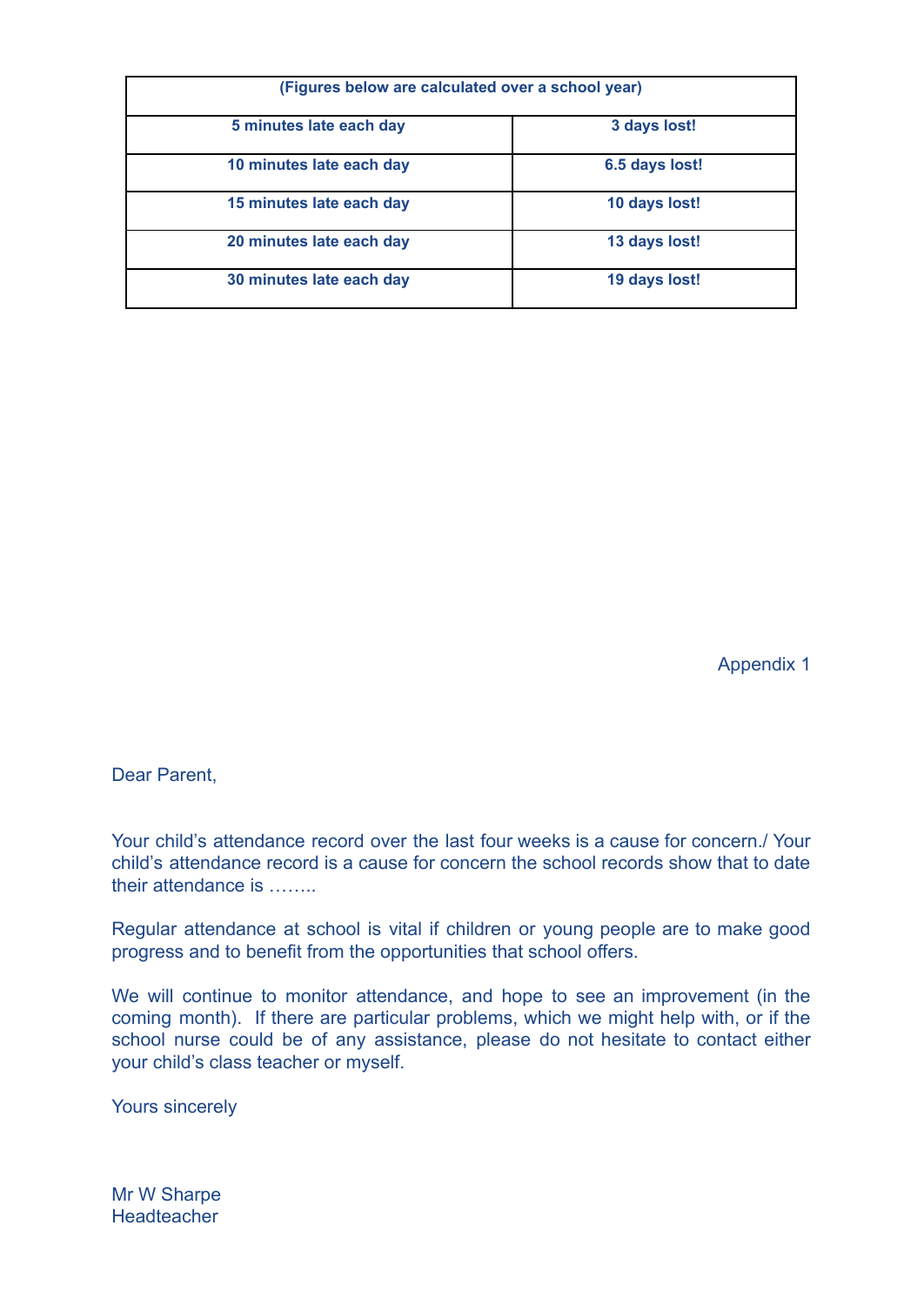| (Figures below are calculated over a school year) | |
|---|---|
| **5 minutes late each day** | **3 days lost!** |
| **10 minutes late each day** | **6.5 days lost!** |
| **15 minutes late each day** | **10 days lost!** |
| **20 minutes late each day** | **13 days lost!** |
| **30 minutes late each day** | **19 days lost!** |

Appendix 1

Dear Parent,

Your child's attendance record over the last four weeks is a cause for concern./ Your child's attendance record is a cause for concern the school records show that to date their attendance is ……..

Regular attendance at school is vital if children or young people are to make good progress and to benefit from the opportunities that school offers.

We will continue to monitor attendance, and hope to see an improvement (in the coming month). If there are particular problems, which we might help with, or if the school nurse could be of any assistance, please do not hesitate to contact either your child's class teacher or myself.

Yours sincerely

Mr W Sharpe
Headteacher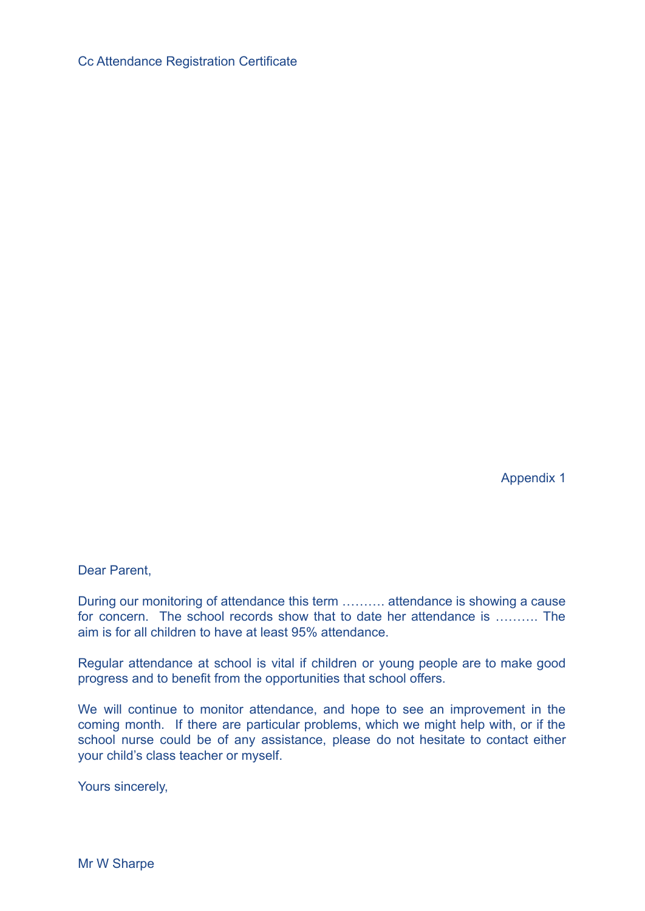Cc Attendance Registration Certificate

Appendix 1

Dear Parent,

During our monitoring of attendance this term ………. attendance is showing a cause for concern. The school records show that to date her attendance is ………. The aim is for all children to have at least 95% attendance.

Regular attendance at school is vital if children or young people are to make good progress and to benefit from the opportunities that school offers.

We will continue to monitor attendance, and hope to see an improvement in the coming month. If there are particular problems, which we might help with, or if the school nurse could be of any assistance, please do not hesitate to contact either your child's class teacher or myself.

Yours sincerely,

Mr W Sharpe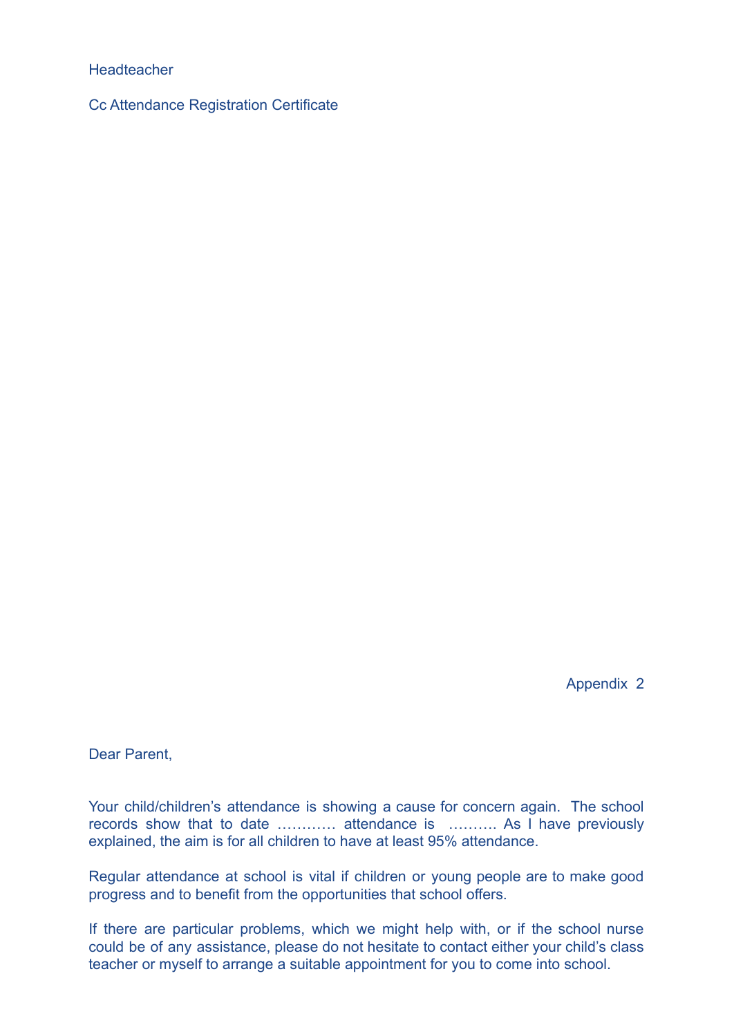Headteacher

Cc Attendance Registration Certificate

Appendix 2

Dear Parent,

Your child/children's attendance is showing a cause for concern again. The school records show that to date ………… attendance is ………. As I have previously explained, the aim is for all children to have at least 95% attendance.

Regular attendance at school is vital if children or young people are to make good progress and to benefit from the opportunities that school offers.

If there are particular problems, which we might help with, or if the school nurse could be of any assistance, please do not hesitate to contact either your child's class teacher or myself to arrange a suitable appointment for you to come into school.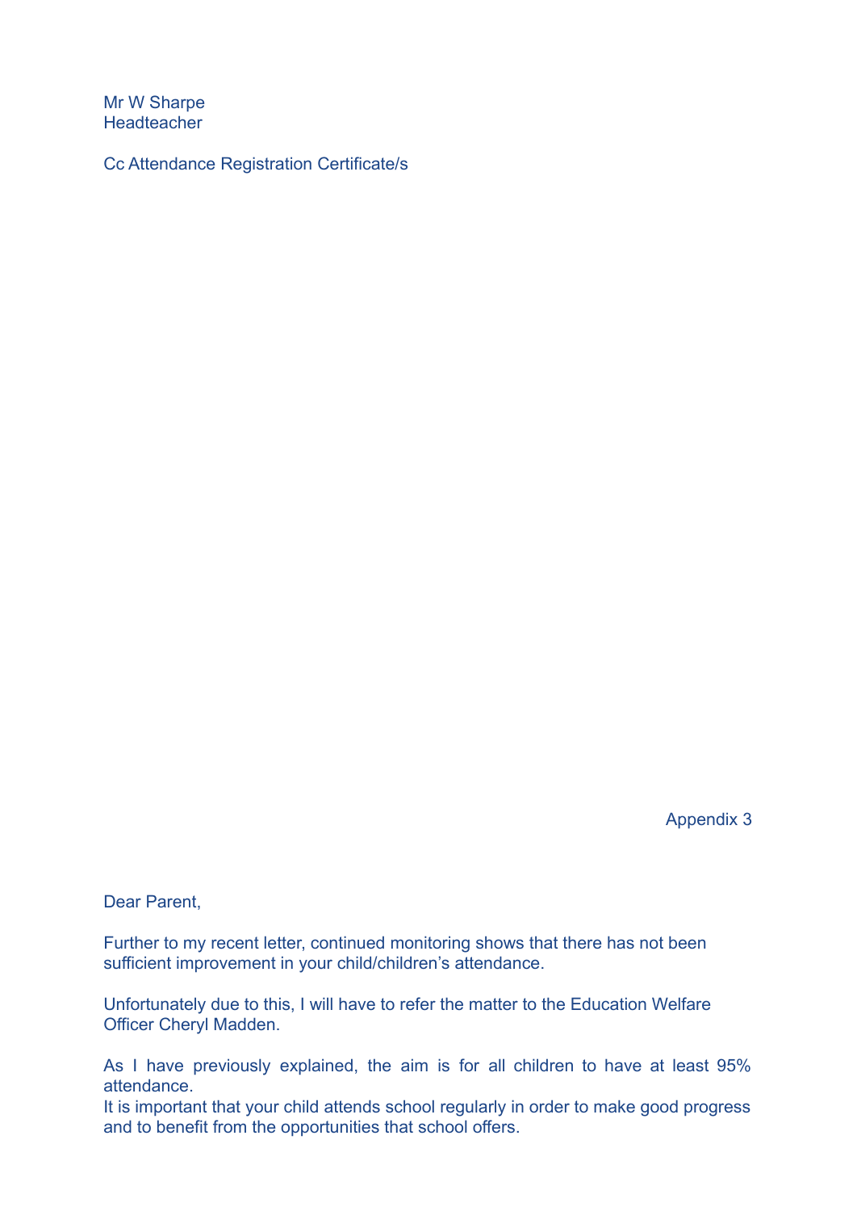Mr W Sharpe
Headteacher

Cc Attendance Registration Certificate/s

Appendix 3

Dear Parent,

Further to my recent letter, continued monitoring shows that there has not been sufficient improvement in your child/children's attendance.

Unfortunately due to this, I will have to refer the matter to the Education Welfare Officer Cheryl Madden.

As I have previously explained, the aim is for all children to have at least 95% attendance.
It is important that your child attends school regularly in order to make good progress and to benefit from the opportunities that school offers.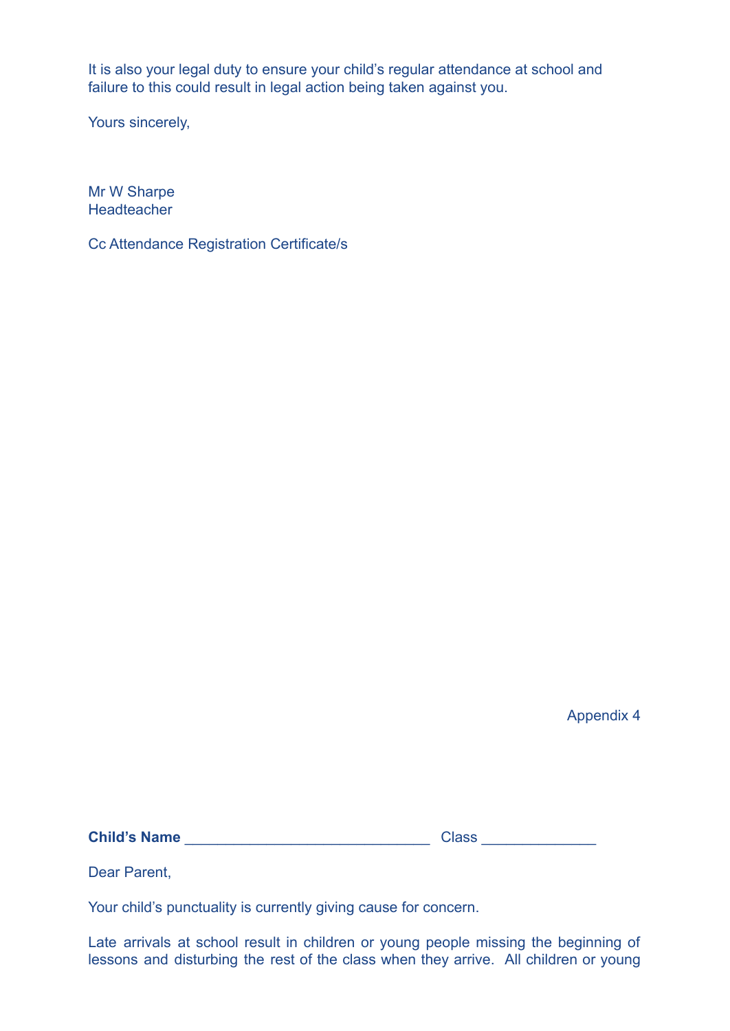It is also your legal duty to ensure your child's regular attendance at school and failure to this could result in legal action being taken against you.

Yours sincerely,

Mr W Sharpe
Headteacher

Cc Attendance Registration Certificate/s

Appendix 4

**Child's Name** _____________________________ Class _____________

Dear Parent,

Your child's punctuality is currently giving cause for concern.

Late arrivals at school result in children or young people missing the beginning of lessons and disturbing the rest of the class when they arrive. All children or young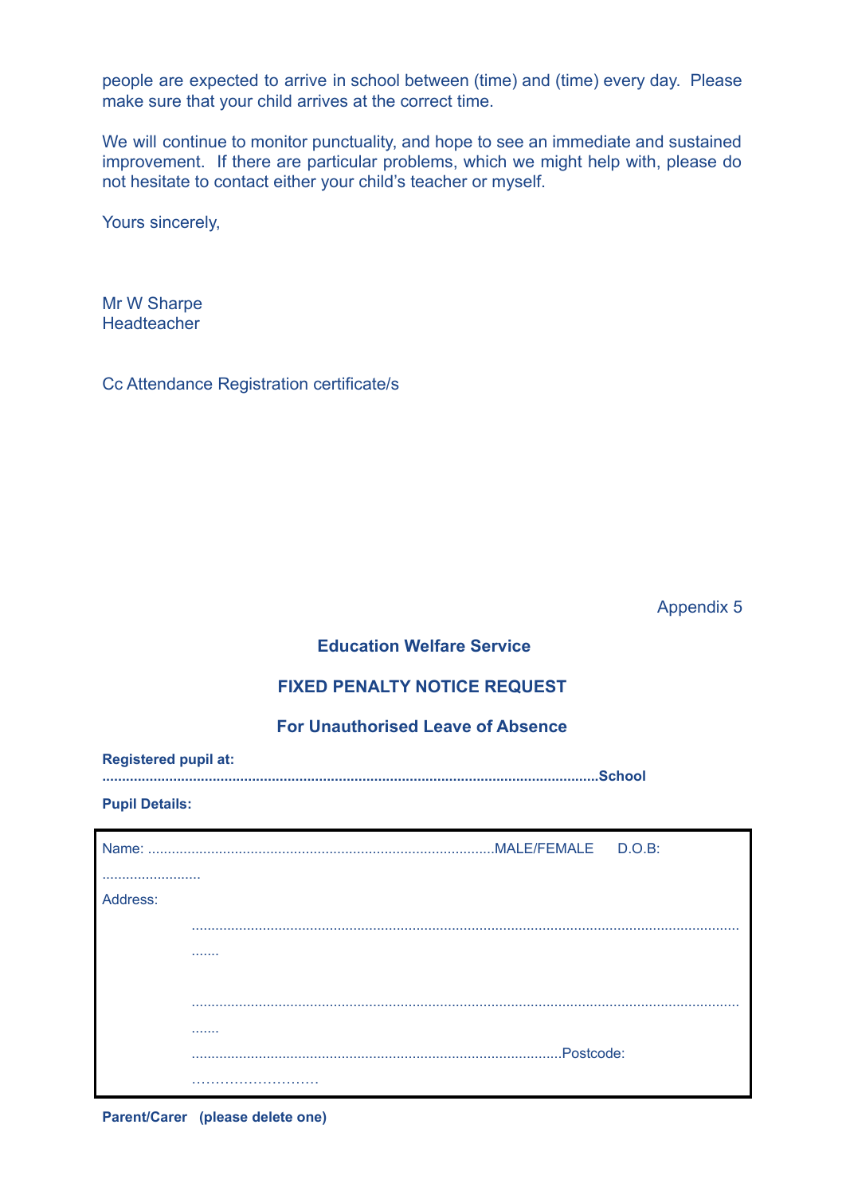people are expected to arrive in school between (time) and (time) every day. Please make sure that your child arrives at the correct time.

We will continue to monitor punctuality, and hope to see an immediate and sustained improvement. If there are particular problems, which we might help with, please do not hesitate to contact either your child's teacher or myself.

Yours sincerely,

Mr W Sharpe
Headteacher

Cc Attendance Registration certificate/s

Appendix 5

**Education Welfare Service**

**FIXED PENALTY NOTICE REQUEST**

**For Unauthorised Leave of Absence**

**Registered pupil at:**

**............................................................................................................................School**

**Pupil Details:**

Name: .......................................................................................MALE/FEMALE D.O.B: .........................

Address:

..............................................................................................................................................

..............................................................................................................................................

.............................................................................................Postcode: ………………………

**Parent/Carer (please delete one)**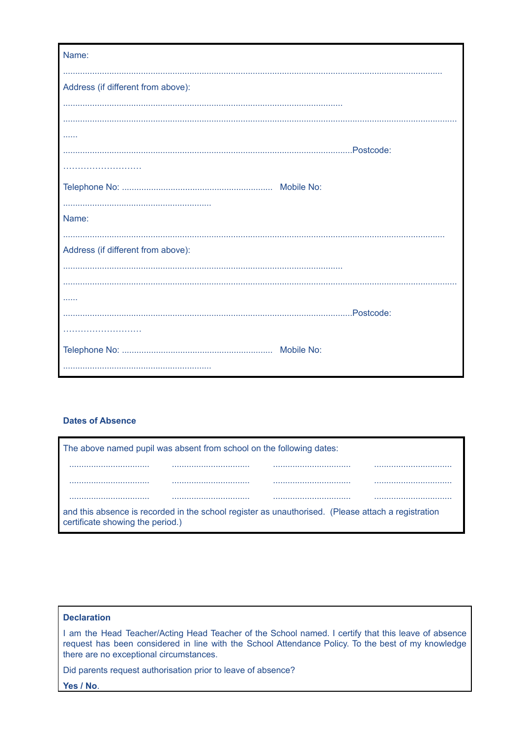Name:

....................................................................................................................................................

Address (if different from above):

..................................................................................................................

..........................................................................................................................................................

......

.......................................................................................................................Postcode:

………………………

Telephone No: .............................................................. Mobile No:

.............................................................

Name:

.....................................................................................................................................................

Address (if different from above):

..................................................................................................................

..........................................................................................................................................................

......

.......................................................................................................................Postcode:

………………………

Telephone No: .............................................................. Mobile No:

.............................................................

**Dates of Absence**

The above named pupil was absent from school on the following dates:

| | | | |
|---|---|---|---|
| ................................ | ................................ | ................................ | ................................ |
| ................................ | ................................ | ................................ | ................................ |
| ................................ | ................................ | ................................ | ................................ |

and this absence is recorded in the school register as unauthorised. (Please attach a registration certificate showing the period.)

**Declaration**

I am the Head Teacher/Acting Head Teacher of the School named. I certify that this leave of absence request has been considered in line with the School Attendance Policy. To the best of my knowledge there are no exceptional circumstances.

Did parents request authorisation prior to leave of absence?

**Yes / No**.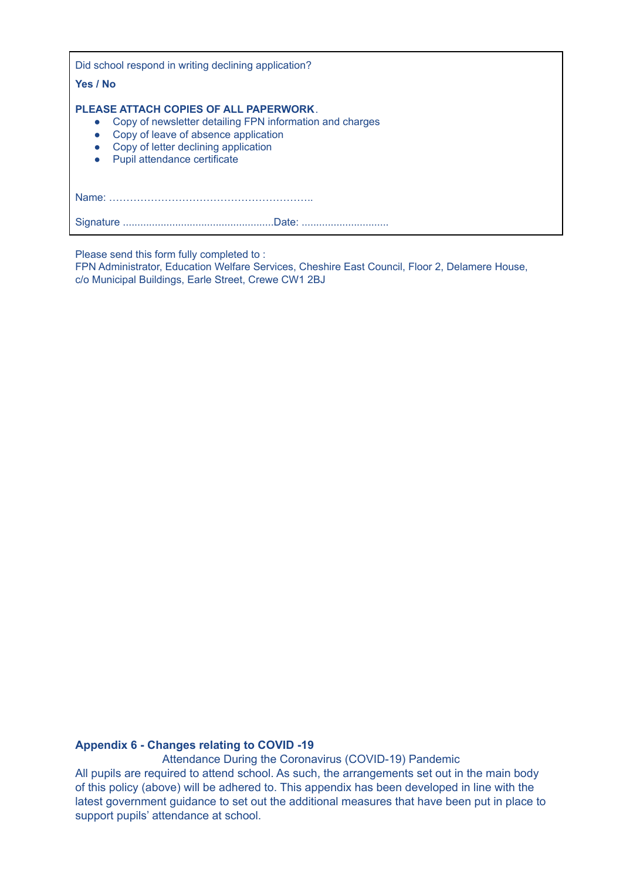Did school respond in writing declining application?

**Yes / No**

**PLEASE ATTACH COPIES OF ALL PAPERWORK**.

- Copy of newsletter detailing FPN information and charges
- Copy of leave of absence application
- Copy of letter declining application
- Pupil attendance certificate

Name: …………………………………………………..

Signature ...................................................Date: .............................

Please send this form fully completed to :
FPN Administrator, Education Welfare Services, Cheshire East Council, Floor 2, Delamere House, c/o Municipal Buildings, Earle Street, Crewe CW1 2BJ

**Appendix 6 - Changes relating to COVID -19**

Attendance During the Coronavirus (COVID-19) Pandemic

All pupils are required to attend school. As such, the arrangements set out in the main body of this policy (above) will be adhered to. This appendix has been developed in line with the latest government guidance to set out the additional measures that have been put in place to support pupils' attendance at school.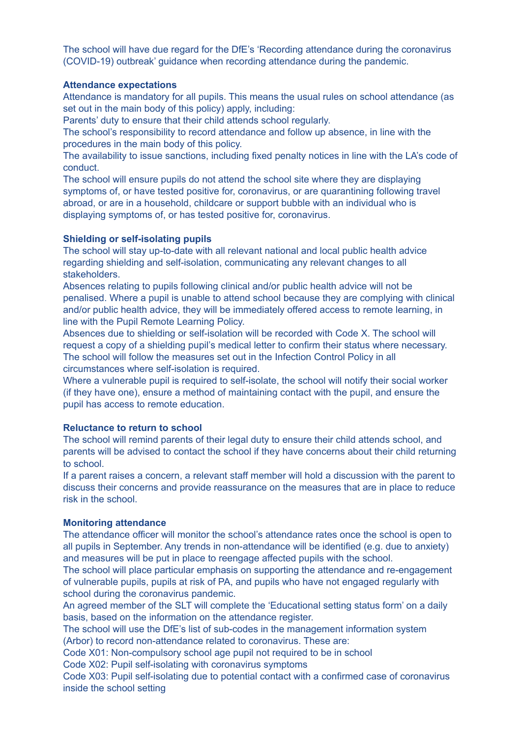The school will have due regard for the DfE's 'Recording attendance during the coronavirus (COVID-19) outbreak' guidance when recording attendance during the pandemic.

**Attendance expectations**

Attendance is mandatory for all pupils. This means the usual rules on school attendance (as set out in the main body of this policy) apply, including:

Parents' duty to ensure that their child attends school regularly.

The school's responsibility to record attendance and follow up absence, in line with the procedures in the main body of this policy.

The availability to issue sanctions, including fixed penalty notices in line with the LA's code of conduct.

The school will ensure pupils do not attend the school site where they are displaying symptoms of, or have tested positive for, coronavirus, or are quarantining following travel abroad, or are in a household, childcare or support bubble with an individual who is displaying symptoms of, or has tested positive for, coronavirus.

**Shielding or self-isolating pupils**

The school will stay up-to-date with all relevant national and local public health advice regarding shielding and self-isolation, communicating any relevant changes to all stakeholders.

Absences relating to pupils following clinical and/or public health advice will not be penalised. Where a pupil is unable to attend school because they are complying with clinical and/or public health advice, they will be immediately offered access to remote learning, in line with the Pupil Remote Learning Policy.

Absences due to shielding or self-isolation will be recorded with Code X. The school will request a copy of a shielding pupil's medical letter to confirm their status where necessary.

The school will follow the measures set out in the Infection Control Policy in all circumstances where self-isolation is required.

Where a vulnerable pupil is required to self-isolate, the school will notify their social worker (if they have one), ensure a method of maintaining contact with the pupil, and ensure the pupil has access to remote education.

**Reluctance to return to school**

The school will remind parents of their legal duty to ensure their child attends school, and parents will be advised to contact the school if they have concerns about their child returning to school.

If a parent raises a concern, a relevant staff member will hold a discussion with the parent to discuss their concerns and provide reassurance on the measures that are in place to reduce risk in the school.

**Monitoring attendance**

The attendance officer will monitor the school's attendance rates once the school is open to all pupils in September. Any trends in non-attendance will be identified (e.g. due to anxiety) and measures will be put in place to reengage affected pupils with the school.

The school will place particular emphasis on supporting the attendance and re-engagement of vulnerable pupils, pupils at risk of PA, and pupils who have not engaged regularly with school during the coronavirus pandemic.

An agreed member of the SLT will complete the 'Educational setting status form' on a daily basis, based on the information on the attendance register.

The school will use the DfE's list of sub-codes in the management information system (Arbor) to record non-attendance related to coronavirus. These are:

Code X01: Non-compulsory school age pupil not required to be in school

Code X02: Pupil self-isolating with coronavirus symptoms

Code X03: Pupil self-isolating due to potential contact with a confirmed case of coronavirus inside the school setting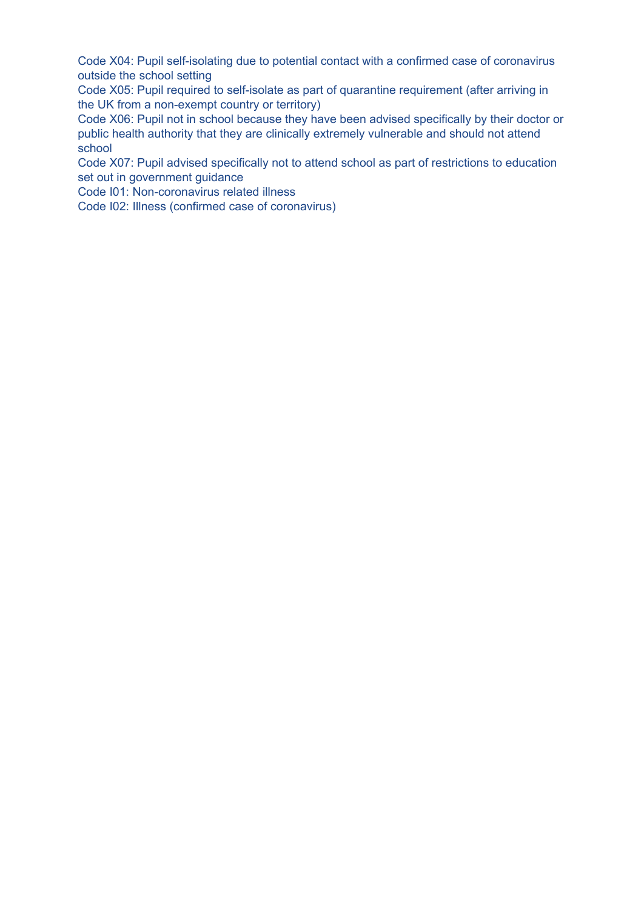Code X04: Pupil self-isolating due to potential contact with a confirmed case of coronavirus outside the school setting

Code X05: Pupil required to self-isolate as part of quarantine requirement (after arriving in the UK from a non-exempt country or territory)

Code X06: Pupil not in school because they have been advised specifically by their doctor or public health authority that they are clinically extremely vulnerable and should not attend school

Code X07: Pupil advised specifically not to attend school as part of restrictions to education set out in government guidance

Code I01: Non-coronavirus related illness

Code I02: Illness (confirmed case of coronavirus)